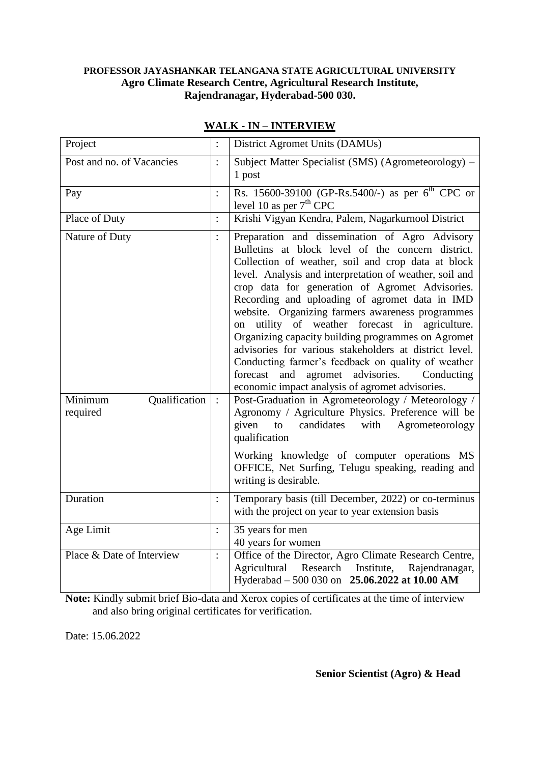**PROFESSOR JAYASHANKAR TELANGANA STATE AGRICULTURAL UNIVERSITY**
**Agro Climate Research Centre, Agricultural Research Institute,**
**Rajendranagar, Hyderabad-500 030.**

## WALK - IN – INTERVIEW

| | | |
|---|---|---|
| Project | : | District Agromet Units (DAMUs) |
| Post and no. of Vacancies | : | Subject Matter Specialist (SMS) (Agrometeorology) – 1 post |
| Pay | : | Rs. 15600-39100 (GP-Rs.5400/-) as per 6th CPC or level 10 as per 7th CPC |
| Place of Duty | : | Krishi Vigyan Kendra, Palem, Nagarkurnool District |
| Nature of Duty | : | Preparation and dissemination of Agro Advisory Bulletins at block level of the concern district. Collection of weather, soil and crop data at block level. Analysis and interpretation of weather, soil and crop data for generation of Agromet Advisories. Recording and uploading of agromet data in IMD website. Organizing farmers awareness programmes on utility of weather forecast in agriculture. Organizing capacity building programmes on Agromet advisories for various stakeholders at district level. Conducting farmer's feedback on quality of weather forecast and agromet advisories. Conducting economic impact analysis of agromet advisories. |
| Minimum Qualification required | : | Post-Graduation in Agrometeorology / Meteorology / Agronomy / Agriculture Physics. Preference will be given to candidates with Agrometeorology qualification<br><br>Working knowledge of computer operations MS OFFICE, Net Surfing, Telugu speaking, reading and writing is desirable. |
| Duration | : | Temporary basis (till December, 2022) or co-terminus with the project on year to year extension basis |
| Age Limit | : | 35 years for men<br>40 years for women |
| Place & Date of Interview | : | Office of the Director, Agro Climate Research Centre, Agricultural Research Institute, Rajendranagar, Hyderabad – 500 030 on **25.06.2022 at 10.00 AM** |

**Note:** Kindly submit brief Bio-data and Xerox copies of certificates at the time of interview and also bring original certificates for verification.

Date: 15.06.2022

**Senior Scientist (Agro) & Head**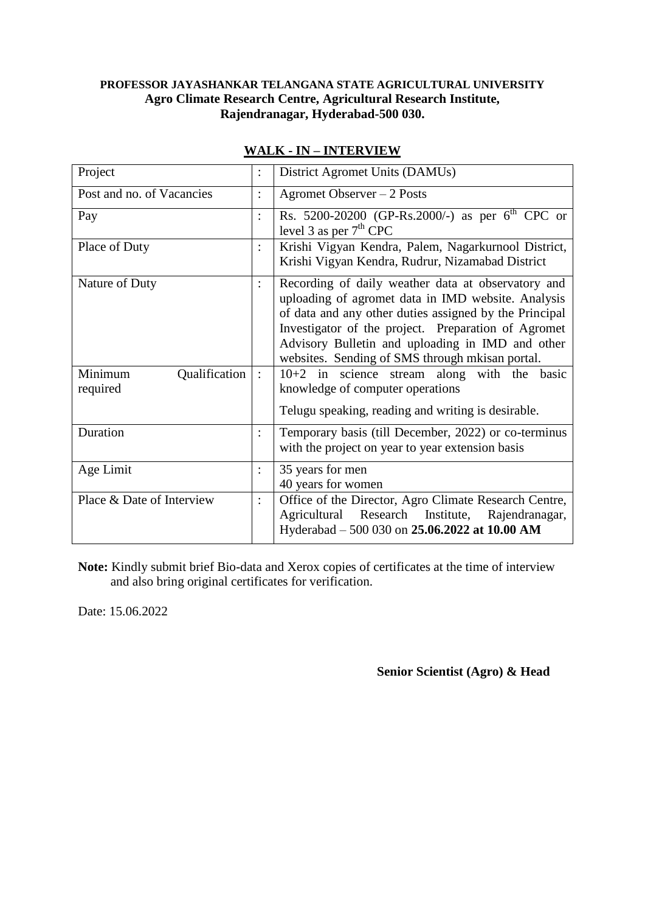**PROFESSOR JAYASHANKAR TELANGANA STATE AGRICULTURAL UNIVERSITY**
**Agro Climate Research Centre, Agricultural Research Institute,**
**Rajendranagar, Hyderabad-500 030.**

## WALK - IN – INTERVIEW

| | | |
|---|---|---|
| Project | : | District Agromet Units (DAMUs) |
| Post and no. of Vacancies | : | Agromet Observer – 2 Posts |
| Pay | : | Rs. 5200-20200 (GP-Rs.2000/-) as per 6th CPC or level 3 as per 7th CPC |
| Place of Duty | : | Krishi Vigyan Kendra, Palem, Nagarkurnool District, Krishi Vigyan Kendra, Rudrur, Nizamabad District |
| Nature of Duty | : | Recording of daily weather data at observatory and uploading of agromet data in IMD website. Analysis of data and any other duties assigned by the Principal Investigator of the project. Preparation of Agromet Advisory Bulletin and uploading in IMD and other websites. Sending of SMS through mkisan portal. |
| Minimum Qualification required | : | 10+2 in science stream along with the basic knowledge of computer operations<br><br>Telugu speaking, reading and writing is desirable. |
| Duration | : | Temporary basis (till December, 2022) or co-terminus with the project on year to year extension basis |
| Age Limit | : | 35 years for men<br>40 years for women |
| Place & Date of Interview | : | Office of the Director, Agro Climate Research Centre, Agricultural Research Institute, Rajendranagar, Hyderabad – 500 030 on **25.06.2022 at 10.00 AM** |

**Note:** Kindly submit brief Bio-data and Xerox copies of certificates at the time of interview and also bring original certificates for verification.

Date: 15.06.2022

**Senior Scientist (Agro) & Head**